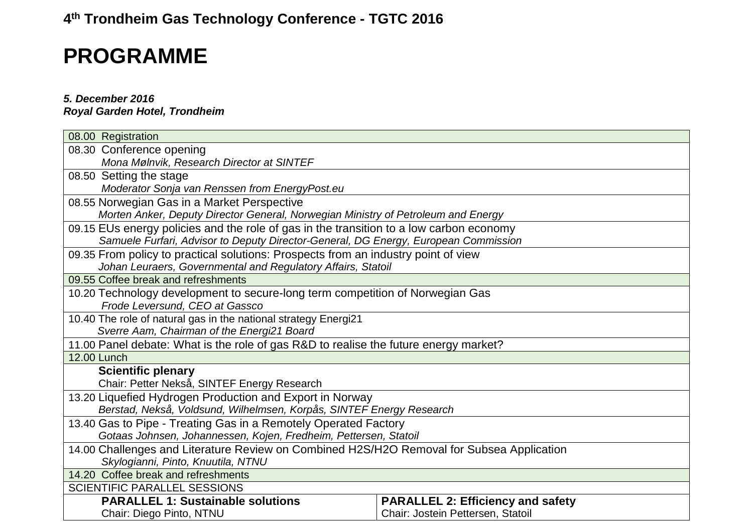**4th Trondheim Gas Technology Conference - TGTC 2016**

# PROGRAMME

***5. December 2016***
***Royal Garden Hotel, Trondheim***

| | |
|---|---|
| 08.00 Registration | |
| 08.30 Conference opening<br>*Mona Mølnvik, Research Director at SINTEF* | |
| 08.50 Setting the stage<br>*Moderator Sonja van Renssen from EnergyPost.eu* | |
| 08.55 Norwegian Gas in a Market Perspective<br>*Morten Anker, Deputy Director General, Norwegian Ministry of Petroleum and Energy* | |
| 09.15 EUs energy policies and the role of gas in the transition to a low carbon economy<br>*Samuele Furfari, Advisor to Deputy Director-General, DG Energy, European Commission* | |
| 09.35 From policy to practical solutions: Prospects from an industry point of view<br>*Johan Leuraers, Governmental and Regulatory Affairs, Statoil* | |
| 09.55 Coffee break and refreshments | |
| 10.20 Technology development to secure-long term competition of Norwegian Gas<br>*Frode Leversund, CEO at Gassco* | |
| 10.40 The role of natural gas in the national strategy Energi21<br>*Sverre Aam, Chairman of the Energi21 Board* | |
| 11.00 Panel debate: What is the role of gas R&D to realise the future energy market? | |
| 12.00 Lunch | |
| **Scientific plenary**<br>Chair: Petter Nekså, SINTEF Energy Research | |
| 13.20 Liquefied Hydrogen Production and Export in Norway<br>*Berstad, Nekså, Voldsund, Wilhelmsen, Korpås, SINTEF Energy Research* | |
| 13.40 Gas to Pipe - Treating Gas in a Remotely Operated Factory<br>*Gotaas Johnsen, Johannessen, Kojen, Fredheim, Pettersen, Statoil* | |
| 14.00 Challenges and Literature Review on Combined H2S/H2O Removal for Subsea Application<br>*Skylogianni, Pinto, Knuutila, NTNU* | |
| 14.20 Coffee break and refreshments | |
| SCIENTIFIC PARALLEL SESSIONS | |
| **PARALLEL 1: Sustainable solutions**<br>Chair: Diego Pinto, NTNU | **PARALLEL 2: Efficiency and safety**<br>Chair: Jostein Pettersen, Statoil |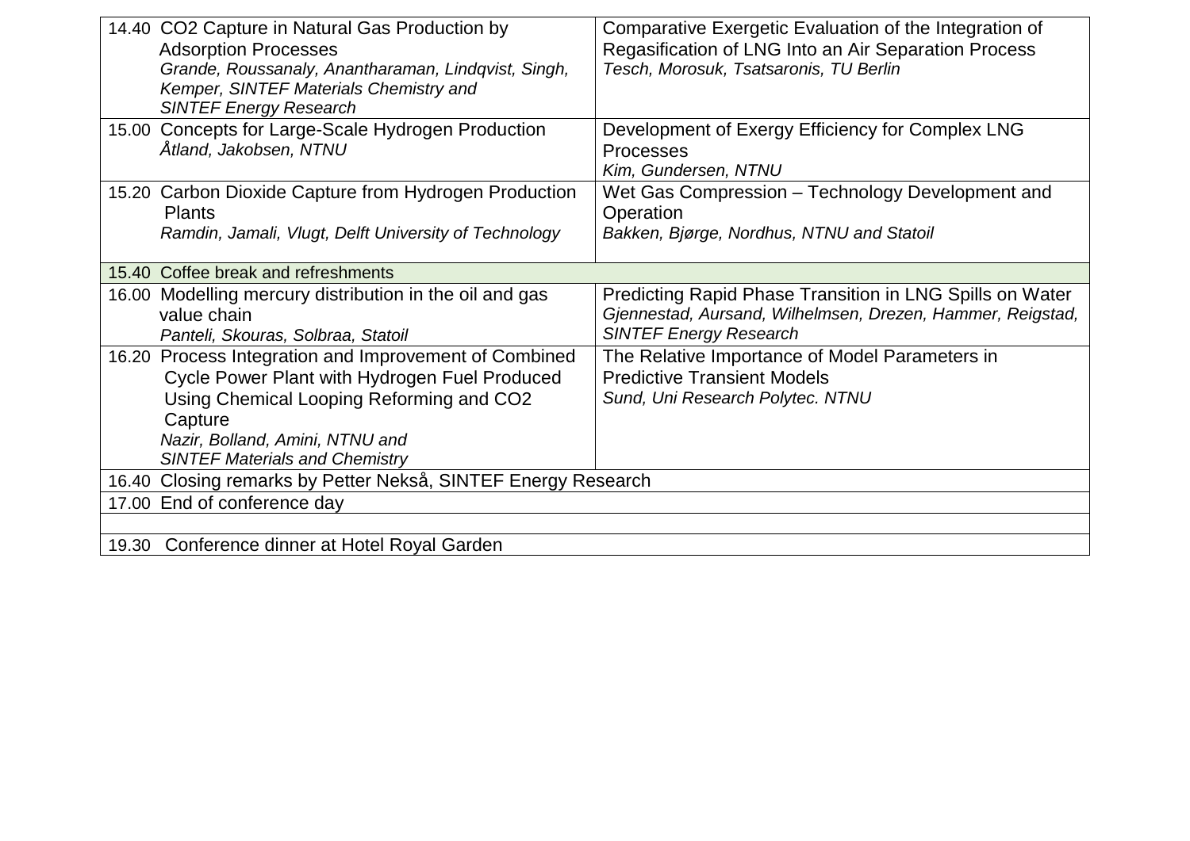| | |
|---|---|
| 14.40 CO2 Capture in Natural Gas Production by Adsorption Processes<br>*Grande, Roussanaly, Anantharaman, Lindqvist, Singh, Kemper, SINTEF Materials Chemistry and SINTEF Energy Research* | Comparative Exergetic Evaluation of the Integration of Regasification of LNG Into an Air Separation Process<br>*Tesch, Morosuk, Tsatsaronis, TU Berlin* |
| 15.00 Concepts for Large-Scale Hydrogen Production<br>*Åtland, Jakobsen, NTNU* | Development of Exergy Efficiency for Complex LNG Processes<br>*Kim, Gundersen, NTNU* |
| 15.20 Carbon Dioxide Capture from Hydrogen Production Plants<br>*Ramdin, Jamali, Vlugt, Delft University of Technology* | Wet Gas Compression – Technology Development and Operation<br>*Bakken, Bjørge, Nordhus, NTNU and Statoil* |
| 15.40 Coffee break and refreshments | |
| 16.00 Modelling mercury distribution in the oil and gas value chain<br>*Panteli, Skouras, Solbraa, Statoil* | Predicting Rapid Phase Transition in LNG Spills on Water<br>*Gjennestad, Aursand, Wilhelmsen, Drezen, Hammer, Reigstad, SINTEF Energy Research* |
| 16.20 Process Integration and Improvement of Combined Cycle Power Plant with Hydrogen Fuel Produced Using Chemical Looping Reforming and CO2 Capture<br>*Nazir, Bolland, Amini, NTNU and SINTEF Materials and Chemistry* | The Relative Importance of Model Parameters in Predictive Transient Models<br>*Sund, Uni Research Polytec. NTNU* |
| 16.40 Closing remarks by Petter Nekså, SINTEF Energy Research | |
| 17.00 End of conference day | |
| | |
| 19.30 Conference dinner at Hotel Royal Garden | |